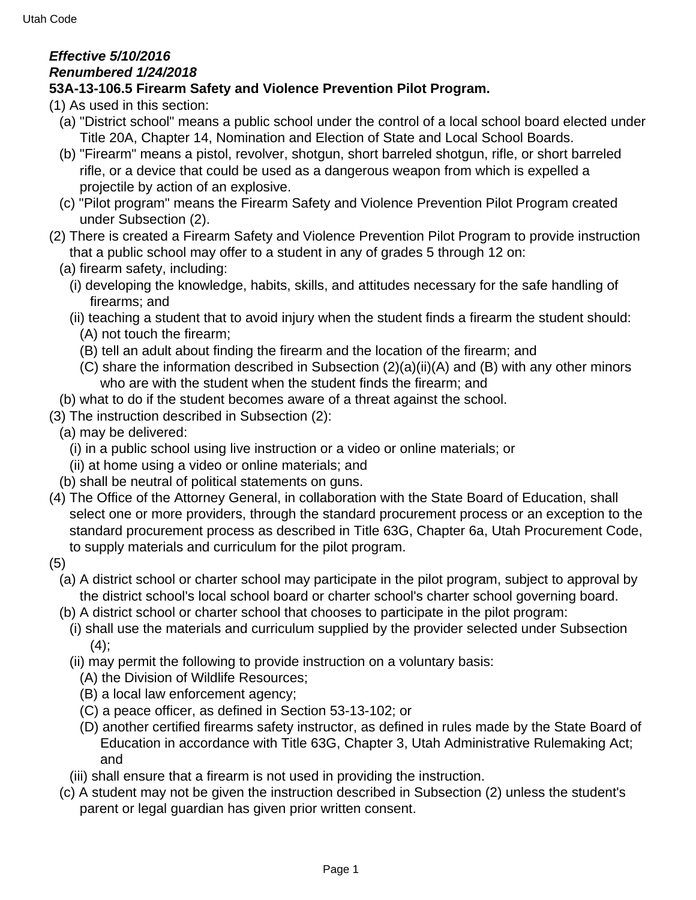***Effective 5/10/2016***
***Renumbered 1/24/2018***
**53A-13-106.5 Firearm Safety and Violence Prevention Pilot Program.**

(1) As used in this section:
  (a) "District school" means a public school under the control of a local school board elected under Title 20A, Chapter 14, Nomination and Election of State and Local School Boards.
  (b) "Firearm" means a pistol, revolver, shotgun, short barreled shotgun, rifle, or short barreled rifle, or a device that could be used as a dangerous weapon from which is expelled a projectile by action of an explosive.
  (c) "Pilot program" means the Firearm Safety and Violence Prevention Pilot Program created under Subsection (2).

(2) There is created a Firearm Safety and Violence Prevention Pilot Program to provide instruction that a public school may offer to a student in any of grades 5 through 12 on:
  (a) firearm safety, including:
    (i) developing the knowledge, habits, skills, and attitudes necessary for the safe handling of firearms; and
    (ii) teaching a student that to avoid injury when the student finds a firearm the student should:
      (A) not touch the firearm;
      (B) tell an adult about finding the firearm and the location of the firearm; and
      (C) share the information described in Subsection (2)(a)(ii)(A) and (B) with any other minors who are with the student when the student finds the firearm; and
  (b) what to do if the student becomes aware of a threat against the school.

(3) The instruction described in Subsection (2):
  (a) may be delivered:
    (i) in a public school using live instruction or a video or online materials; or
    (ii) at home using a video or online materials; and
  (b) shall be neutral of political statements on guns.

(4) The Office of the Attorney General, in collaboration with the State Board of Education, shall select one or more providers, through the standard procurement process or an exception to the standard procurement process as described in Title 63G, Chapter 6a, Utah Procurement Code, to supply materials and curriculum for the pilot program.

(5)
  (a) A district school or charter school may participate in the pilot program, subject to approval by the district school's local school board or charter school's charter school governing board.
  (b) A district school or charter school that chooses to participate in the pilot program:
    (i) shall use the materials and curriculum supplied by the provider selected under Subsection (4);
    (ii) may permit the following to provide instruction on a voluntary basis:
      (A) the Division of Wildlife Resources;
      (B) a local law enforcement agency;
      (C) a peace officer, as defined in Section 53-13-102; or
      (D) another certified firearms safety instructor, as defined in rules made by the State Board of Education in accordance with Title 63G, Chapter 3, Utah Administrative Rulemaking Act; and
    (iii) shall ensure that a firearm is not used in providing the instruction.
  (c) A student may not be given the instruction described in Subsection (2) unless the student's parent or legal guardian has given prior written consent.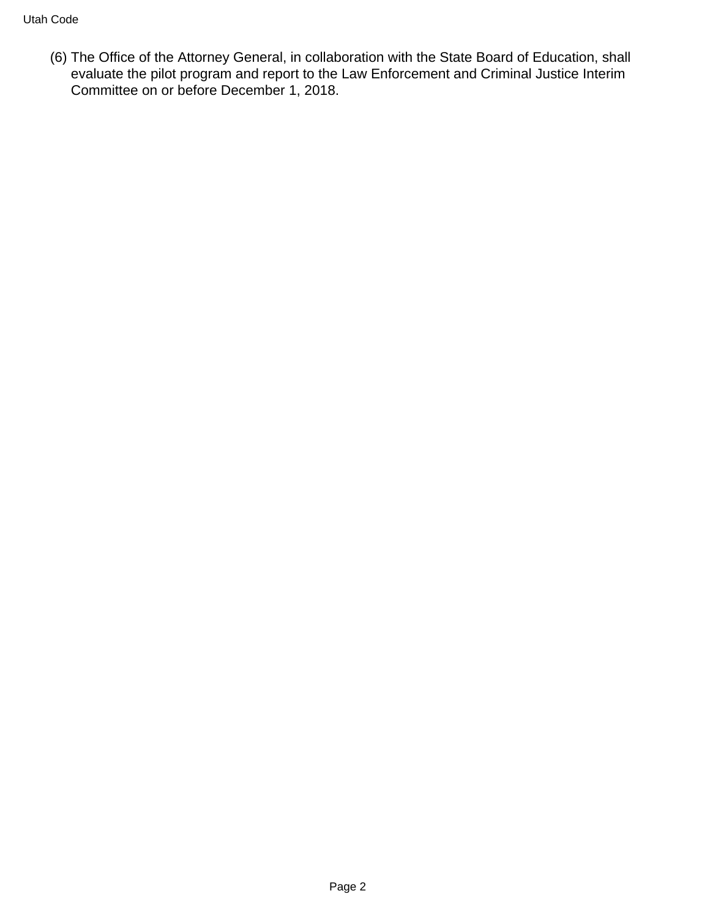(6) The Office of the Attorney General, in collaboration with the State Board of Education, shall evaluate the pilot program and report to the Law Enforcement and Criminal Justice Interim Committee on or before December 1, 2018.